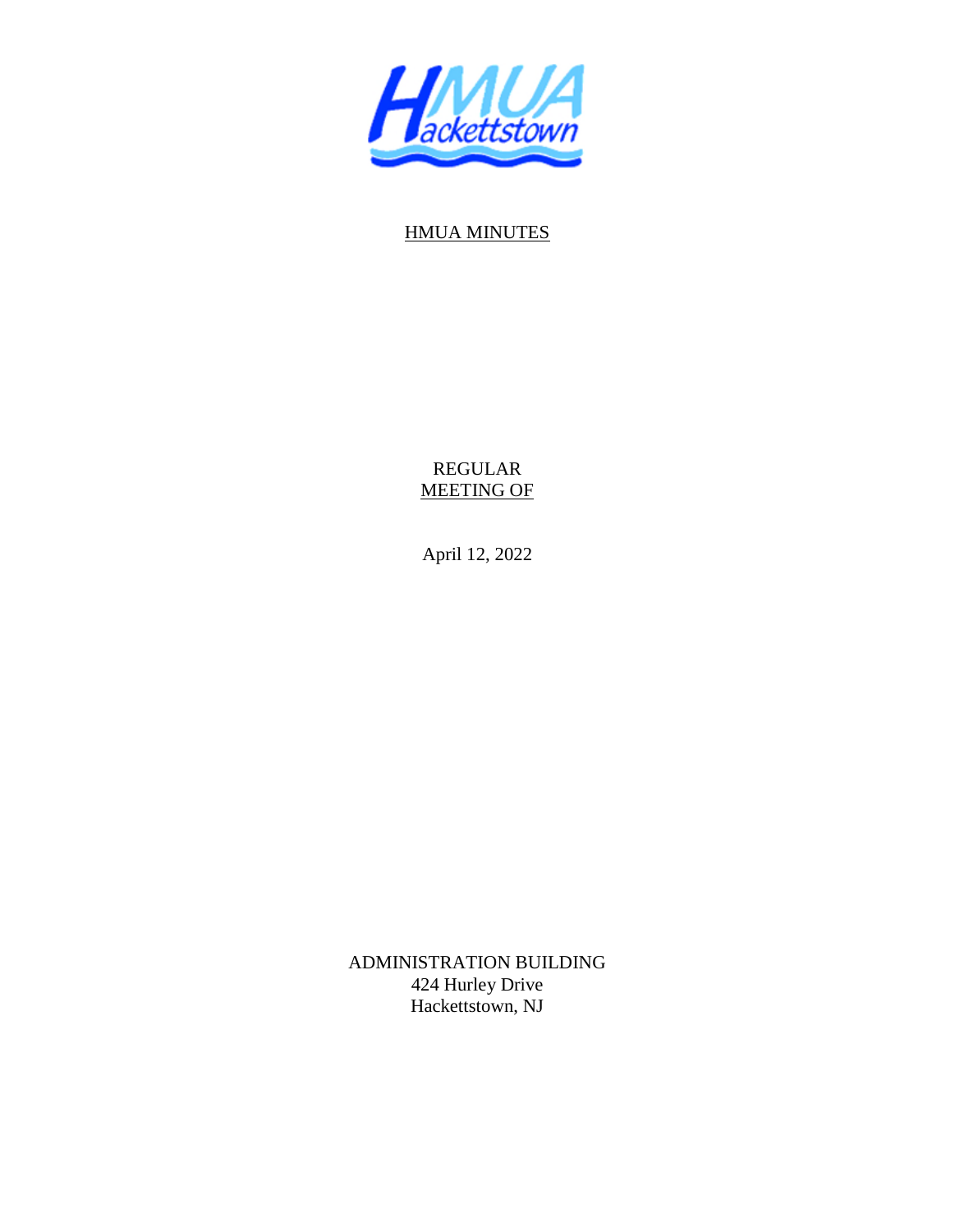HMUA Hackettstown

HMUA MINUTES

REGULAR
MEETING OF

April 12, 2022

ADMINISTRATION BUILDING
424 Hurley Drive
Hackettstown, NJ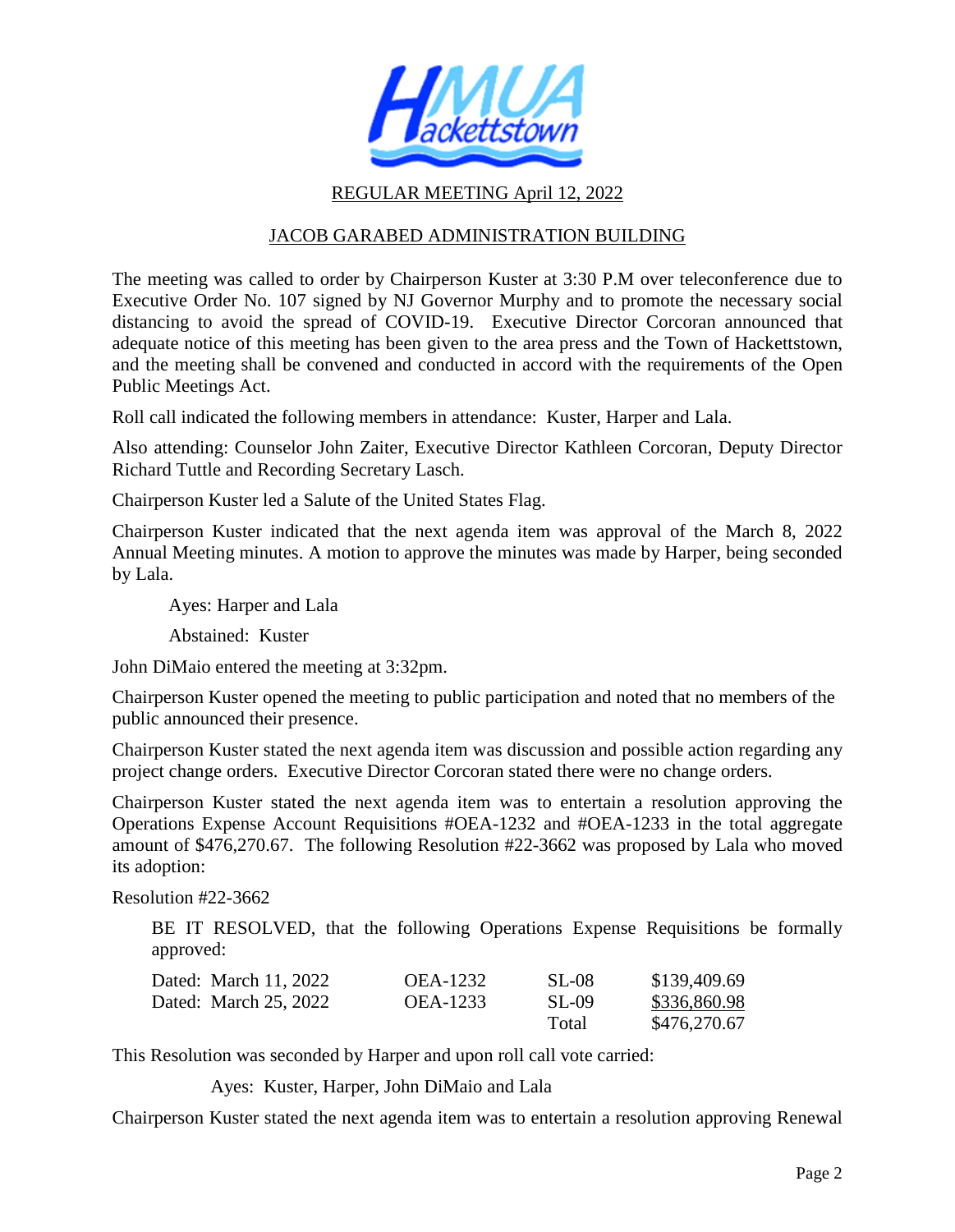REGULAR MEETING April 12, 2022

JACOB GARABED ADMINISTRATION BUILDING

The meeting was called to order by Chairperson Kuster at 3:30 P.M over teleconference due to Executive Order No. 107 signed by NJ Governor Murphy and to promote the necessary social distancing to avoid the spread of COVID-19. Executive Director Corcoran announced that adequate notice of this meeting has been given to the area press and the Town of Hackettstown, and the meeting shall be convened and conducted in accord with the requirements of the Open Public Meetings Act.

Roll call indicated the following members in attendance: Kuster, Harper and Lala.

Also attending: Counselor John Zaiter, Executive Director Kathleen Corcoran, Deputy Director Richard Tuttle and Recording Secretary Lasch.

Chairperson Kuster led a Salute of the United States Flag.

Chairperson Kuster indicated that the next agenda item was approval of the March 8, 2022 Annual Meeting minutes. A motion to approve the minutes was made by Harper, being seconded by Lala.

Ayes: Harper and Lala

Abstained: Kuster

John DiMaio entered the meeting at 3:32pm.

Chairperson Kuster opened the meeting to public participation and noted that no members of the public announced their presence.

Chairperson Kuster stated the next agenda item was discussion and possible action regarding any project change orders. Executive Director Corcoran stated there were no change orders.

Chairperson Kuster stated the next agenda item was to entertain a resolution approving the Operations Expense Account Requisitions #OEA-1232 and #OEA-1233 in the total aggregate amount of $476,270.67. The following Resolution #22-3662 was proposed by Lala who moved its adoption:

Resolution #22-3662

BE IT RESOLVED, that the following Operations Expense Requisitions be formally approved:

| | | | |
|---|---|---|---|
| Dated: March 11, 2022 | OEA-1232 | SL-08 | $139,409.69 |
| Dated: March 25, 2022 | OEA-1233 | SL-09 | $336,860.98 |
| | | Total | $476,270.67 |

This Resolution was seconded by Harper and upon roll call vote carried:

Ayes: Kuster, Harper, John DiMaio and Lala

Chairperson Kuster stated the next agenda item was to entertain a resolution approving Renewal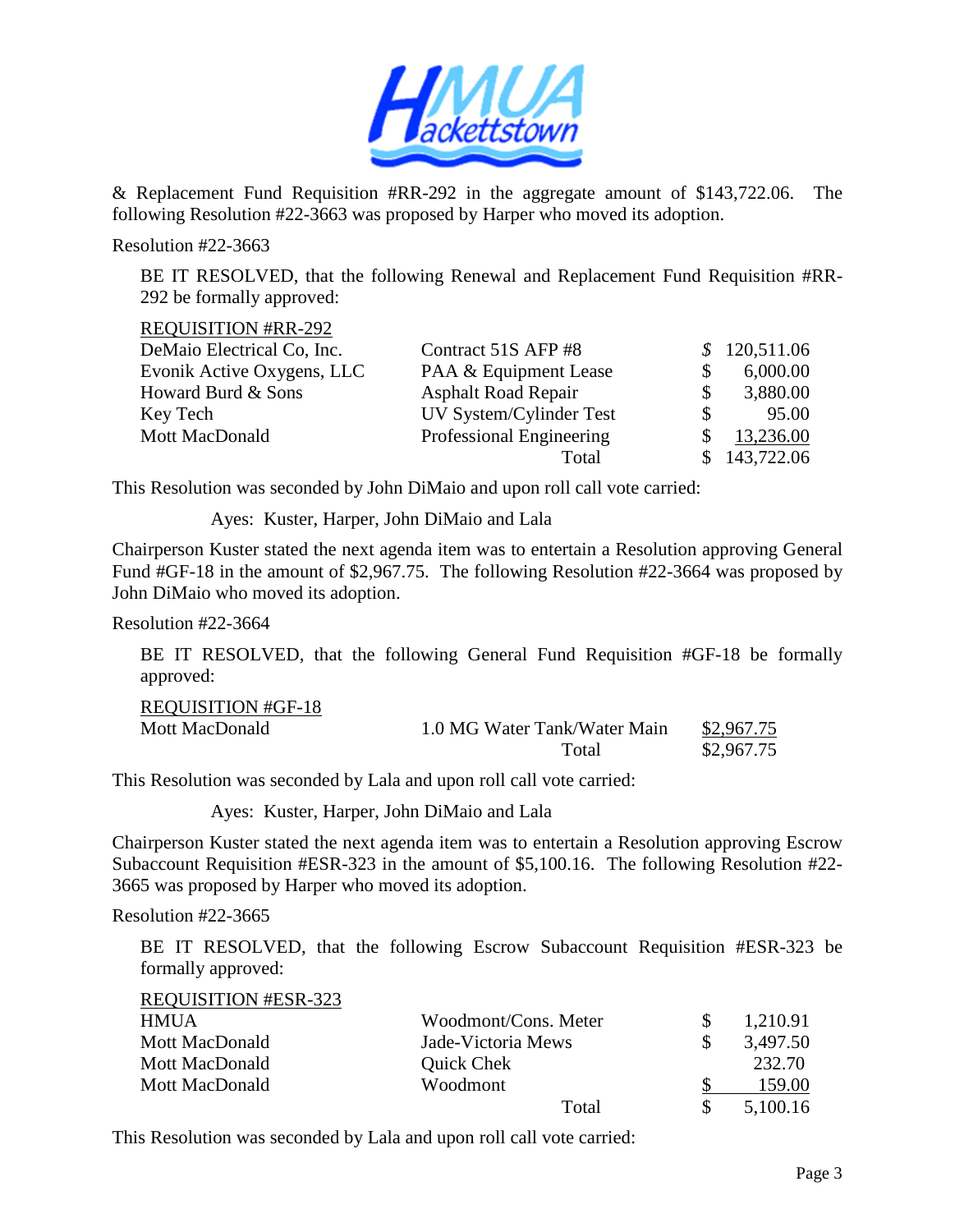& Replacement Fund Requisition #RR-292 in the aggregate amount of $143,722.06. The following Resolution #22-3663 was proposed by Harper who moved its adoption.

Resolution #22-3663

BE IT RESOLVED, that the following Renewal and Replacement Fund Requisition #RR-292 be formally approved:

| REQUISITION #RR-292 | | |
|---|---|---|
| DeMaio Electrical Co, Inc. | Contract 51S AFP #8 | $ 120,511.06 |
| Evonik Active Oxygens, LLC | PAA & Equipment Lease | $ 6,000.00 |
| Howard Burd & Sons | Asphalt Road Repair | $ 3,880.00 |
| Key Tech | UV System/Cylinder Test | $ 95.00 |
| Mott MacDonald | Professional Engineering | $ 13,236.00 |
| | Total | $ 143,722.06 |

This Resolution was seconded by John DiMaio and upon roll call vote carried:

Ayes: Kuster, Harper, John DiMaio and Lala

Chairperson Kuster stated the next agenda item was to entertain a Resolution approving General Fund #GF-18 in the amount of $2,967.75. The following Resolution #22-3664 was proposed by John DiMaio who moved its adoption.

Resolution #22-3664

BE IT RESOLVED, that the following General Fund Requisition #GF-18 be formally approved:

| REQUISITION #GF-18 | | |
|---|---|---|
| Mott MacDonald | 1.0 MG Water Tank/Water Main | $2,967.75 |
| | Total | $2,967.75 |

This Resolution was seconded by Lala and upon roll call vote carried:

Ayes: Kuster, Harper, John DiMaio and Lala

Chairperson Kuster stated the next agenda item was to entertain a Resolution approving Escrow Subaccount Requisition #ESR-323 in the amount of $5,100.16. The following Resolution #22-3665 was proposed by Harper who moved its adoption.

Resolution #22-3665

BE IT RESOLVED, that the following Escrow Subaccount Requisition #ESR-323 be formally approved:

| REQUISITION #ESR-323 | | |
|---|---|---|
| HMUA | Woodmont/Cons. Meter | $ 1,210.91 |
| Mott MacDonald | Jade-Victoria Mews | $ 3,497.50 |
| Mott MacDonald | Quick Chek | 232.70 |
| Mott MacDonald | Woodmont | $ 159.00 |
| | Total | $ 5,100.16 |

This Resolution was seconded by Lala and upon roll call vote carried: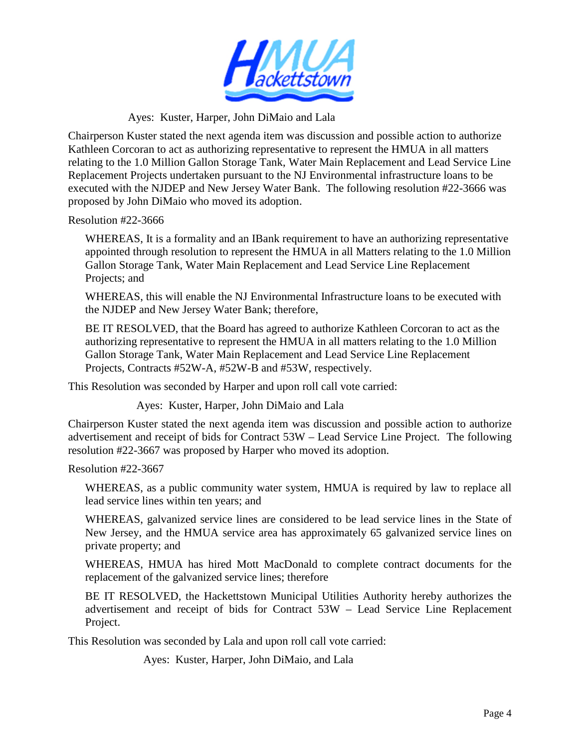Ayes: Kuster, Harper, John DiMaio and Lala

Chairperson Kuster stated the next agenda item was discussion and possible action to authorize Kathleen Corcoran to act as authorizing representative to represent the HMUA in all matters relating to the 1.0 Million Gallon Storage Tank, Water Main Replacement and Lead Service Line Replacement Projects undertaken pursuant to the NJ Environmental infrastructure loans to be executed with the NJDEP and New Jersey Water Bank. The following resolution #22-3666 was proposed by John DiMaio who moved its adoption.

Resolution #22-3666

> WHEREAS, It is a formality and an IBank requirement to have an authorizing representative appointed through resolution to represent the HMUA in all Matters relating to the 1.0 Million Gallon Storage Tank, Water Main Replacement and Lead Service Line Replacement Projects; and
>
> WHEREAS, this will enable the NJ Environmental Infrastructure loans to be executed with the NJDEP and New Jersey Water Bank; therefore,
>
> BE IT RESOLVED, that the Board has agreed to authorize Kathleen Corcoran to act as the authorizing representative to represent the HMUA in all matters relating to the 1.0 Million Gallon Storage Tank, Water Main Replacement and Lead Service Line Replacement Projects, Contracts #52W-A, #52W-B and #53W, respectively.

This Resolution was seconded by Harper and upon roll call vote carried:

Ayes: Kuster, Harper, John DiMaio and Lala

Chairperson Kuster stated the next agenda item was discussion and possible action to authorize advertisement and receipt of bids for Contract 53W – Lead Service Line Project. The following resolution #22-3667 was proposed by Harper who moved its adoption.

Resolution #22-3667

> WHEREAS, as a public community water system, HMUA is required by law to replace all lead service lines within ten years; and
>
> WHEREAS, galvanized service lines are considered to be lead service lines in the State of New Jersey, and the HMUA service area has approximately 65 galvanized service lines on private property; and
>
> WHEREAS, HMUA has hired Mott MacDonald to complete contract documents for the replacement of the galvanized service lines; therefore
>
> BE IT RESOLVED, the Hackettstown Municipal Utilities Authority hereby authorizes the advertisement and receipt of bids for Contract 53W – Lead Service Line Replacement Project.

This Resolution was seconded by Lala and upon roll call vote carried:

Ayes: Kuster, Harper, John DiMaio, and Lala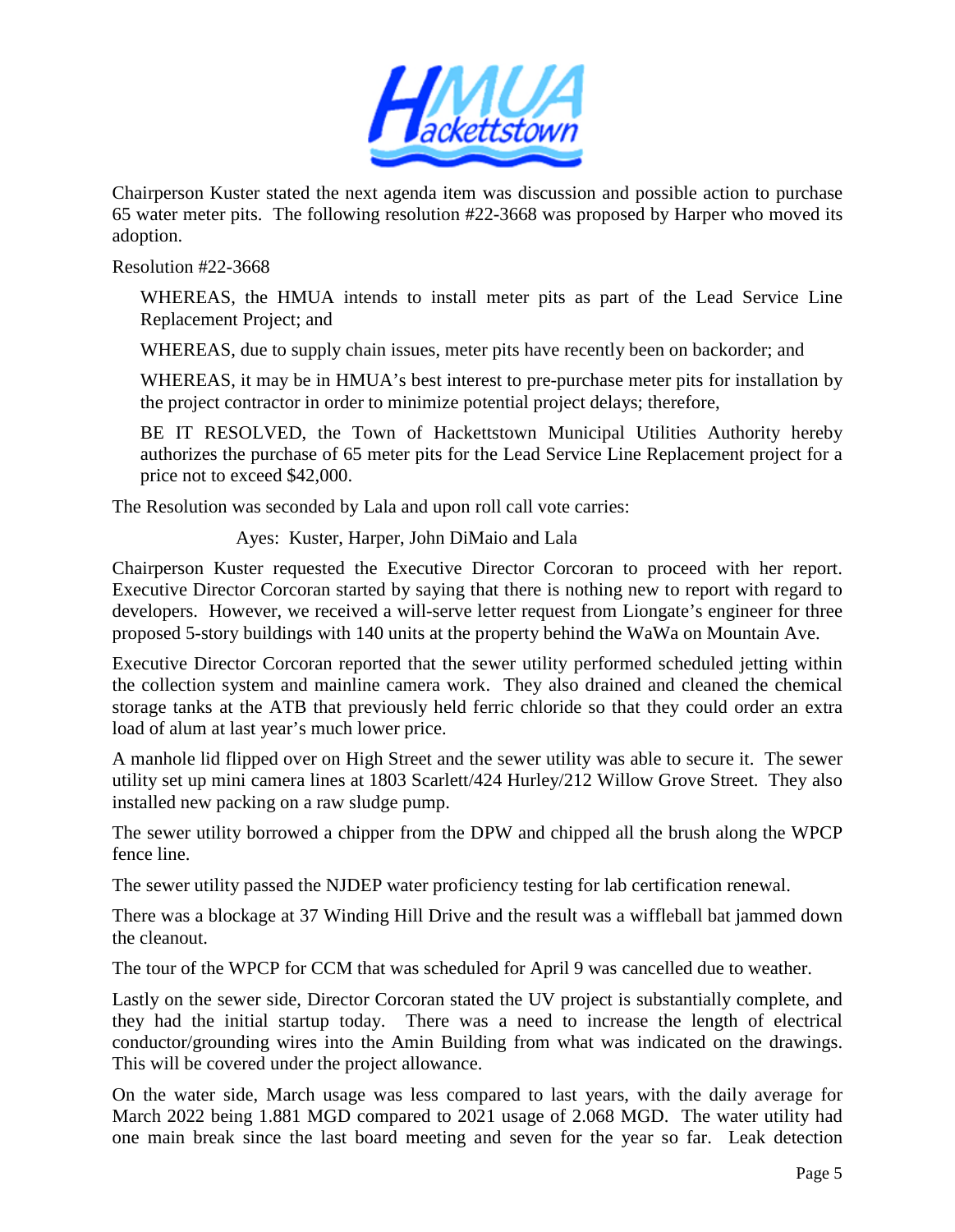Chairperson Kuster stated the next agenda item was discussion and possible action to purchase 65 water meter pits. The following resolution #22-3668 was proposed by Harper who moved its adoption.

Resolution #22-3668

> WHEREAS, the HMUA intends to install meter pits as part of the Lead Service Line Replacement Project; and
>
> WHEREAS, due to supply chain issues, meter pits have recently been on backorder; and
>
> WHEREAS, it may be in HMUA's best interest to pre-purchase meter pits for installation by the project contractor in order to minimize potential project delays; therefore,
>
> BE IT RESOLVED, the Town of Hackettstown Municipal Utilities Authority hereby authorizes the purchase of 65 meter pits for the Lead Service Line Replacement project for a price not to exceed $42,000.

The Resolution was seconded by Lala and upon roll call vote carries:

Ayes: Kuster, Harper, John DiMaio and Lala

Chairperson Kuster requested the Executive Director Corcoran to proceed with her report. Executive Director Corcoran started by saying that there is nothing new to report with regard to developers. However, we received a will-serve letter request from Liongate's engineer for three proposed 5-story buildings with 140 units at the property behind the WaWa on Mountain Ave.

Executive Director Corcoran reported that the sewer utility performed scheduled jetting within the collection system and mainline camera work. They also drained and cleaned the chemical storage tanks at the ATB that previously held ferric chloride so that they could order an extra load of alum at last year's much lower price.

A manhole lid flipped over on High Street and the sewer utility was able to secure it. The sewer utility set up mini camera lines at 1803 Scarlett/424 Hurley/212 Willow Grove Street. They also installed new packing on a raw sludge pump.

The sewer utility borrowed a chipper from the DPW and chipped all the brush along the WPCP fence line.

The sewer utility passed the NJDEP water proficiency testing for lab certification renewal.

There was a blockage at 37 Winding Hill Drive and the result was a wiffleball bat jammed down the cleanout.

The tour of the WPCP for CCM that was scheduled for April 9 was cancelled due to weather.

Lastly on the sewer side, Director Corcoran stated the UV project is substantially complete, and they had the initial startup today. There was a need to increase the length of electrical conductor/grounding wires into the Amin Building from what was indicated on the drawings. This will be covered under the project allowance.

On the water side, March usage was less compared to last years, with the daily average for March 2022 being 1.881 MGD compared to 2021 usage of 2.068 MGD. The water utility had one main break since the last board meeting and seven for the year so far. Leak detection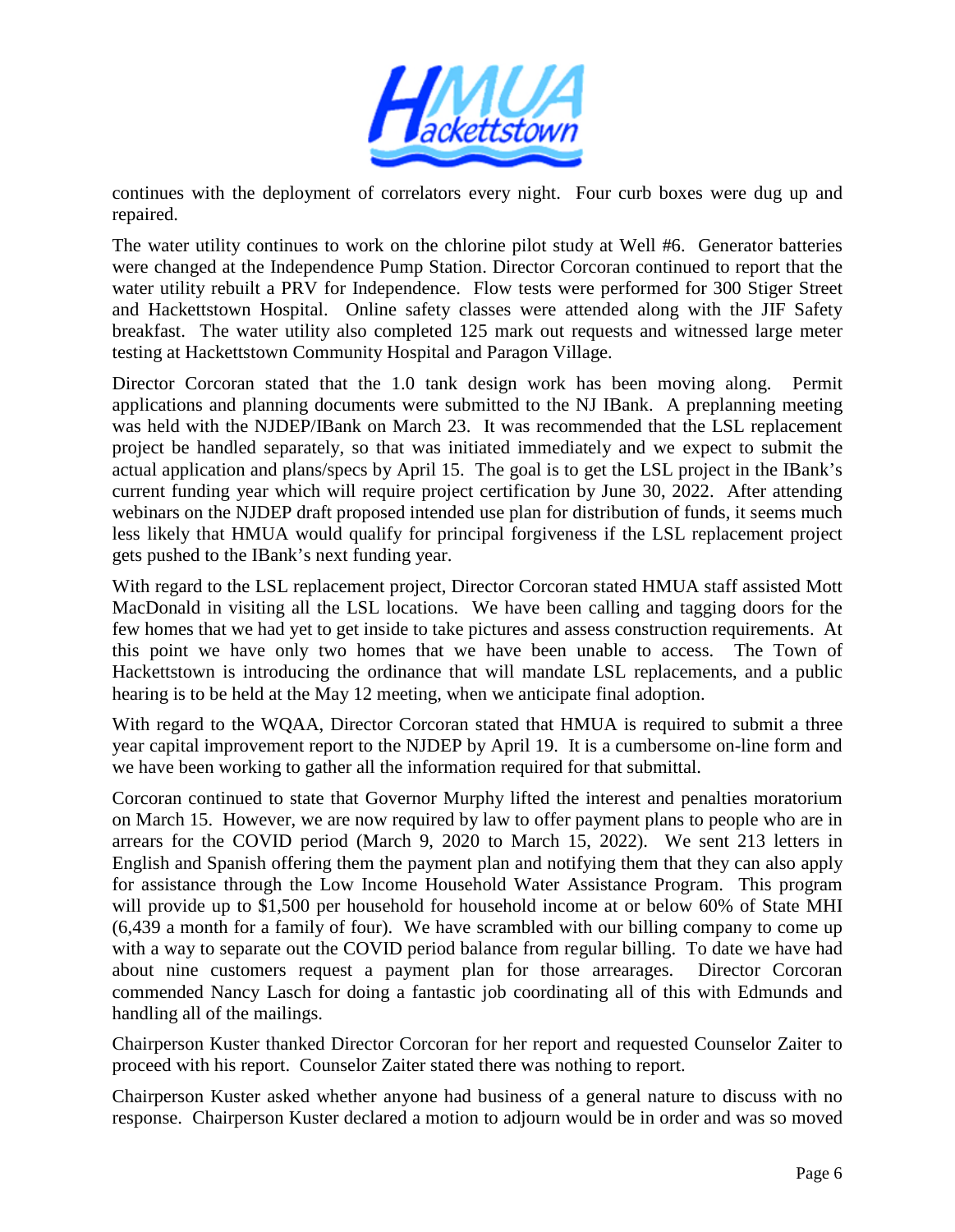continues with the deployment of correlators every night. Four curb boxes were dug up and repaired.

The water utility continues to work on the chlorine pilot study at Well #6. Generator batteries were changed at the Independence Pump Station. Director Corcoran continued to report that the water utility rebuilt a PRV for Independence. Flow tests were performed for 300 Stiger Street and Hackettstown Hospital. Online safety classes were attended along with the JIF Safety breakfast. The water utility also completed 125 mark out requests and witnessed large meter testing at Hackettstown Community Hospital and Paragon Village.

Director Corcoran stated that the 1.0 tank design work has been moving along. Permit applications and planning documents were submitted to the NJ IBank. A preplanning meeting was held with the NJDEP/IBank on March 23. It was recommended that the LSL replacement project be handled separately, so that was initiated immediately and we expect to submit the actual application and plans/specs by April 15. The goal is to get the LSL project in the IBank's current funding year which will require project certification by June 30, 2022. After attending webinars on the NJDEP draft proposed intended use plan for distribution of funds, it seems much less likely that HMUA would qualify for principal forgiveness if the LSL replacement project gets pushed to the IBank's next funding year.

With regard to the LSL replacement project, Director Corcoran stated HMUA staff assisted Mott MacDonald in visiting all the LSL locations. We have been calling and tagging doors for the few homes that we had yet to get inside to take pictures and assess construction requirements. At this point we have only two homes that we have been unable to access. The Town of Hackettstown is introducing the ordinance that will mandate LSL replacements, and a public hearing is to be held at the May 12 meeting, when we anticipate final adoption.

With regard to the WQAA, Director Corcoran stated that HMUA is required to submit a three year capital improvement report to the NJDEP by April 19. It is a cumbersome on-line form and we have been working to gather all the information required for that submittal.

Corcoran continued to state that Governor Murphy lifted the interest and penalties moratorium on March 15. However, we are now required by law to offer payment plans to people who are in arrears for the COVID period (March 9, 2020 to March 15, 2022). We sent 213 letters in English and Spanish offering them the payment plan and notifying them that they can also apply for assistance through the Low Income Household Water Assistance Program. This program will provide up to $1,500 per household for household income at or below 60% of State MHI (6,439 a month for a family of four). We have scrambled with our billing company to come up with a way to separate out the COVID period balance from regular billing. To date we have had about nine customers request a payment plan for those arrearages. Director Corcoran commended Nancy Lasch for doing a fantastic job coordinating all of this with Edmunds and handling all of the mailings.

Chairperson Kuster thanked Director Corcoran for her report and requested Counselor Zaiter to proceed with his report. Counselor Zaiter stated there was nothing to report.

Chairperson Kuster asked whether anyone had business of a general nature to discuss with no response. Chairperson Kuster declared a motion to adjourn would be in order and was so moved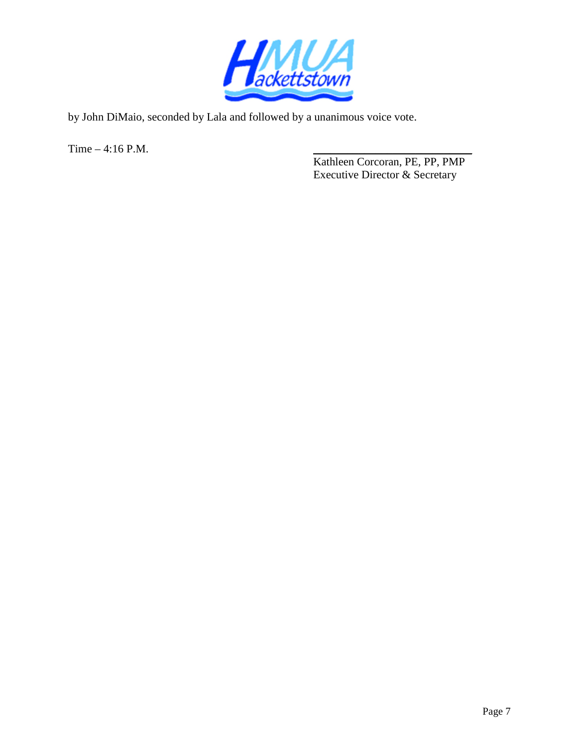by John DiMaio, seconded by Lala and followed by a unanimous voice vote.

Time – 4:16 P.M.

\_\_\_\_\_\_\_\_\_\_\_\_\_\_\_\_\_\_\_\_\_\_\_\_\_\_\_\_

Kathleen Corcoran, PE, PP, PMP
Executive Director & Secretary